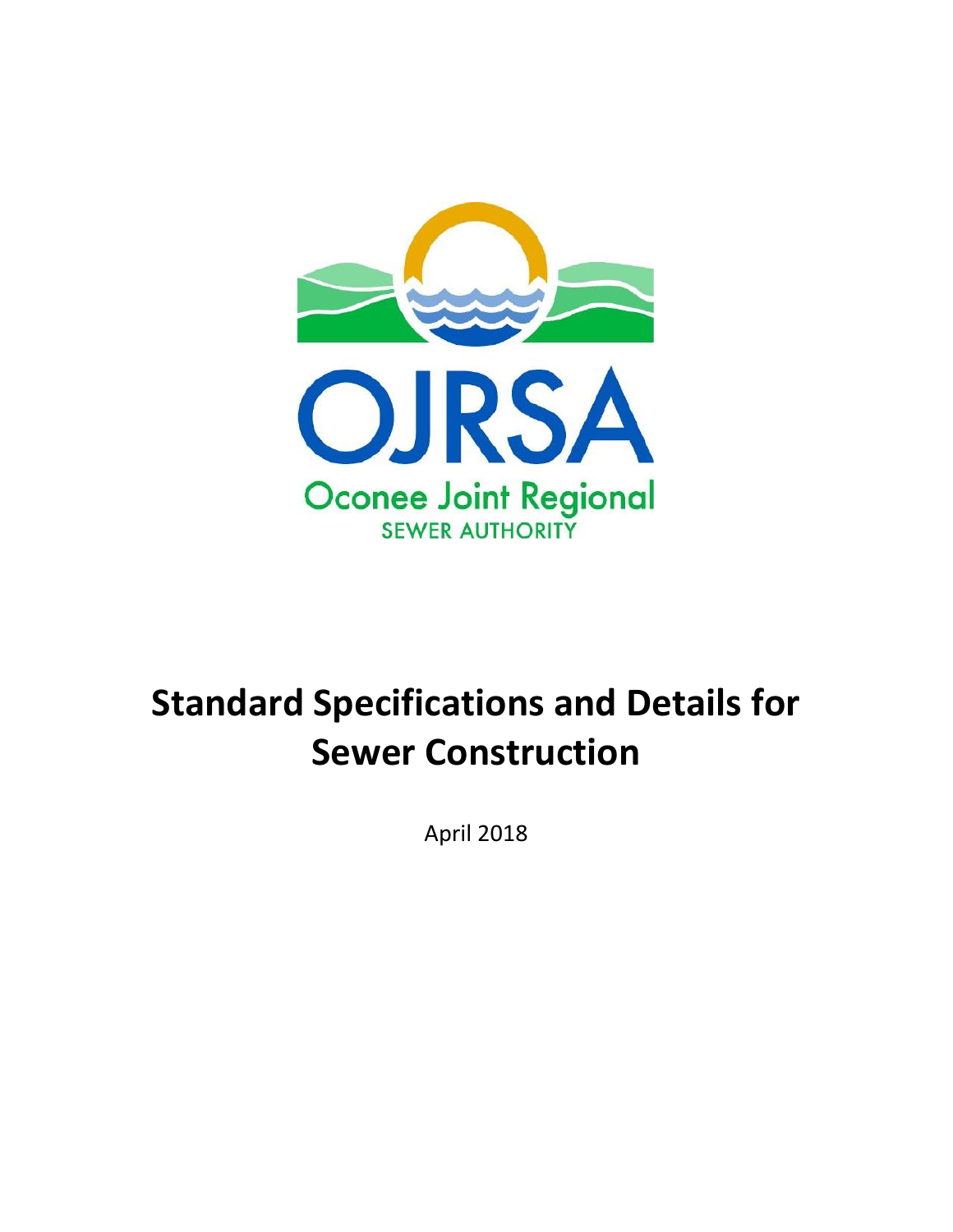OJRSA

Oconee Joint Regional

SEWER AUTHORITY

# Standard Specifications and Details for Sewer Construction

April 2018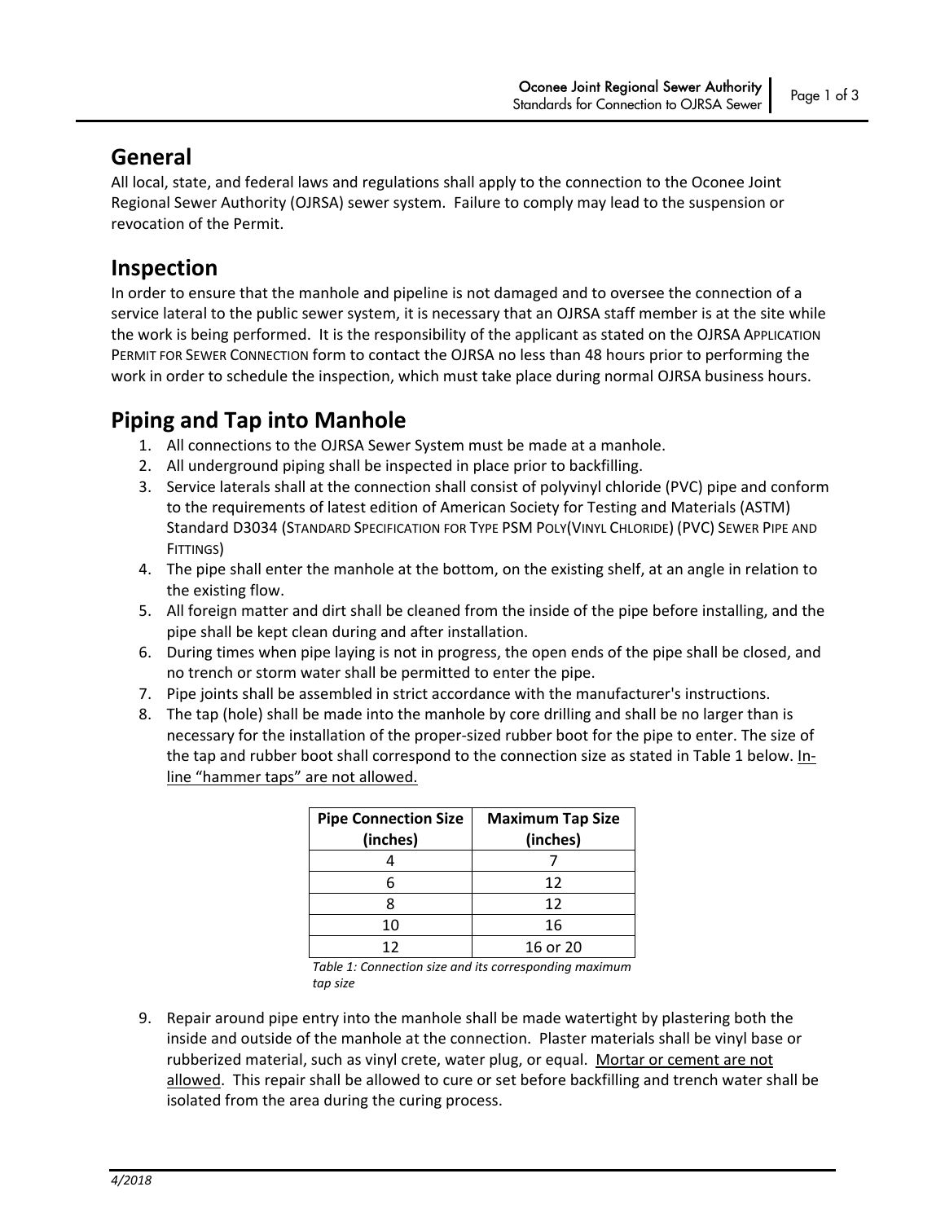## General

All local, state, and federal laws and regulations shall apply to the connection to the Oconee Joint Regional Sewer Authority (OJRSA) sewer system. Failure to comply may lead to the suspension or revocation of the Permit.

## Inspection

In order to ensure that the manhole and pipeline is not damaged and to oversee the connection of a service lateral to the public sewer system, it is necessary that an OJRSA staff member is at the site while the work is being performed. It is the responsibility of the applicant as stated on the OJRSA APPLICATION PERMIT FOR SEWER CONNECTION form to contact the OJRSA no less than 48 hours prior to performing the work in order to schedule the inspection, which must take place during normal OJRSA business hours.

## Piping and Tap into Manhole

1. All connections to the OJRSA Sewer System must be made at a manhole.
2. All underground piping shall be inspected in place prior to backfilling.
3. Service laterals shall at the connection shall consist of polyvinyl chloride (PVC) pipe and conform to the requirements of latest edition of American Society for Testing and Materials (ASTM) Standard D3034 (STANDARD SPECIFICATION FOR TYPE PSM POLY(VINYL CHLORIDE) (PVC) SEWER PIPE AND FITTINGS)
4. The pipe shall enter the manhole at the bottom, on the existing shelf, at an angle in relation to the existing flow.
5. All foreign matter and dirt shall be cleaned from the inside of the pipe before installing, and the pipe shall be kept clean during and after installation.
6. During times when pipe laying is not in progress, the open ends of the pipe shall be closed, and no trench or storm water shall be permitted to enter the pipe.
7. Pipe joints shall be assembled in strict accordance with the manufacturer's instructions.
8. The tap (hole) shall be made into the manhole by core drilling and shall be no larger than is necessary for the installation of the proper-sized rubber boot for the pipe to enter. The size of the tap and rubber boot shall correspond to the connection size as stated in Table 1 below. <u>In-line "hammer taps" are not allowed.</u>

| Pipe Connection Size (inches) | Maximum Tap Size (inches) |
|---|---|
| 4 | 7 |
| 6 | 12 |
| 8 | 12 |
| 10 | 16 |
| 12 | 16 or 20 |

*Table 1: Connection size and its corresponding maximum tap size*

9. Repair around pipe entry into the manhole shall be made watertight by plastering both the inside and outside of the manhole at the connection. Plaster materials shall be vinyl base or rubberized material, such as vinyl crete, water plug, or equal. <u>Mortar or cement are not allowed</u>. This repair shall be allowed to cure or set before backfilling and trench water shall be isolated from the area during the curing process.

*4/2018*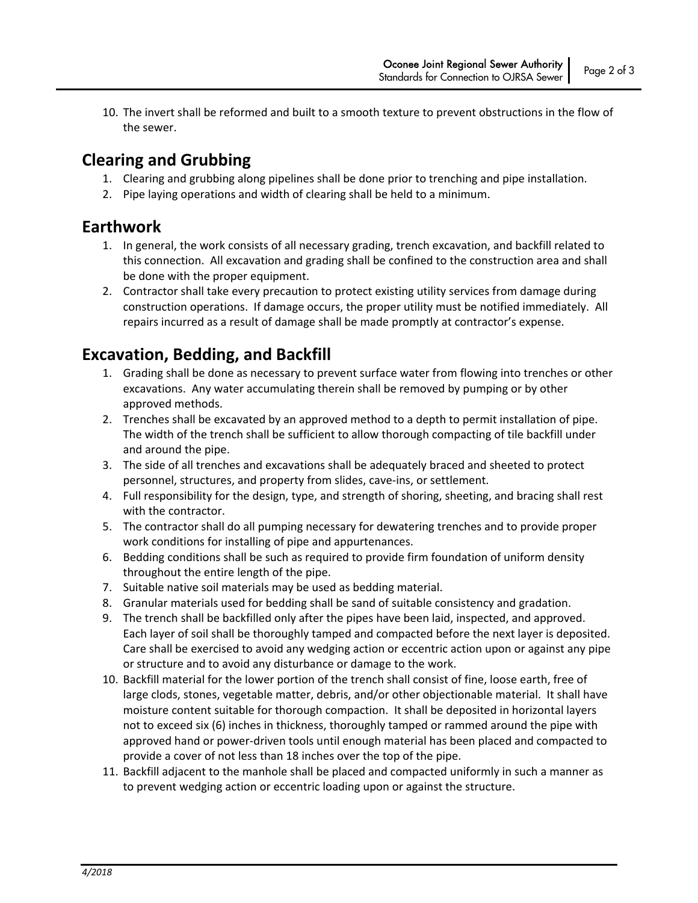10. The invert shall be reformed and built to a smooth texture to prevent obstructions in the flow of the sewer.

## Clearing and Grubbing

1. Clearing and grubbing along pipelines shall be done prior to trenching and pipe installation.
2. Pipe laying operations and width of clearing shall be held to a minimum.

## Earthwork

1. In general, the work consists of all necessary grading, trench excavation, and backfill related to this connection. All excavation and grading shall be confined to the construction area and shall be done with the proper equipment.
2. Contractor shall take every precaution to protect existing utility services from damage during construction operations. If damage occurs, the proper utility must be notified immediately. All repairs incurred as a result of damage shall be made promptly at contractor's expense.

## Excavation, Bedding, and Backfill

1. Grading shall be done as necessary to prevent surface water from flowing into trenches or other excavations. Any water accumulating therein shall be removed by pumping or by other approved methods.
2. Trenches shall be excavated by an approved method to a depth to permit installation of pipe. The width of the trench shall be sufficient to allow thorough compacting of tile backfill under and around the pipe.
3. The side of all trenches and excavations shall be adequately braced and sheeted to protect personnel, structures, and property from slides, cave-ins, or settlement.
4. Full responsibility for the design, type, and strength of shoring, sheeting, and bracing shall rest with the contractor.
5. The contractor shall do all pumping necessary for dewatering trenches and to provide proper work conditions for installing of pipe and appurtenances.
6. Bedding conditions shall be such as required to provide firm foundation of uniform density throughout the entire length of the pipe.
7. Suitable native soil materials may be used as bedding material.
8. Granular materials used for bedding shall be sand of suitable consistency and gradation.
9. The trench shall be backfilled only after the pipes have been laid, inspected, and approved. Each layer of soil shall be thoroughly tamped and compacted before the next layer is deposited. Care shall be exercised to avoid any wedging action or eccentric action upon or against any pipe or structure and to avoid any disturbance or damage to the work.
10. Backfill material for the lower portion of the trench shall consist of fine, loose earth, free of large clods, stones, vegetable matter, debris, and/or other objectionable material. It shall have moisture content suitable for thorough compaction. It shall be deposited in horizontal layers not to exceed six (6) inches in thickness, thoroughly tamped or rammed around the pipe with approved hand or power-driven tools until enough material has been placed and compacted to provide a cover of not less than 18 inches over the top of the pipe.
11. Backfill adjacent to the manhole shall be placed and compacted uniformly in such a manner as to prevent wedging action or eccentric loading upon or against the structure.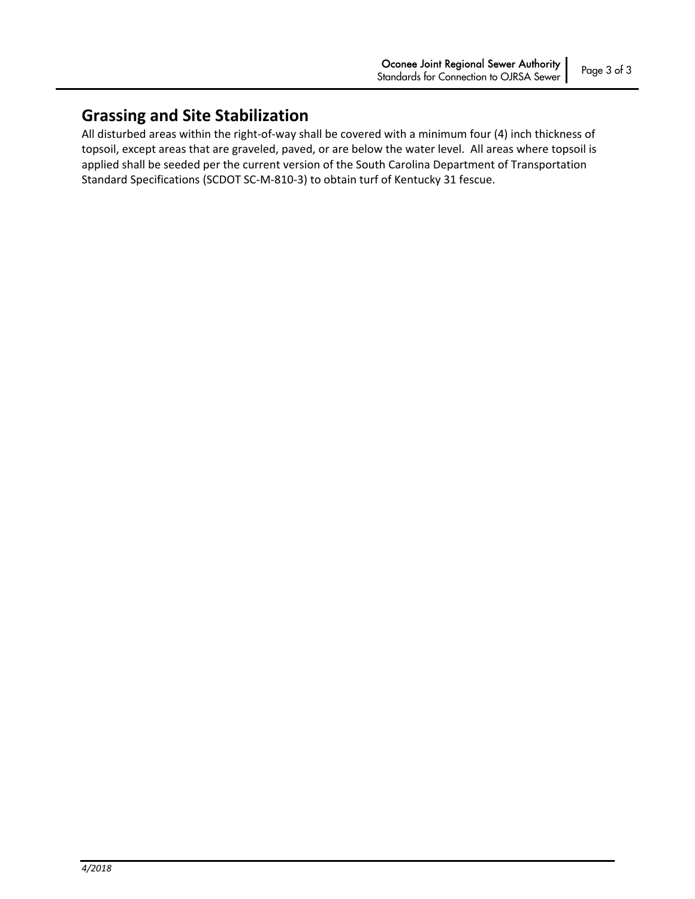## Grassing and Site Stabilization

All disturbed areas within the right-of-way shall be covered with a minimum four (4) inch thickness of topsoil, except areas that are graveled, paved, or are below the water level. All areas where topsoil is applied shall be seeded per the current version of the South Carolina Department of Transportation Standard Specifications (SCDOT SC-M-810-3) to obtain turf of Kentucky 31 fescue.